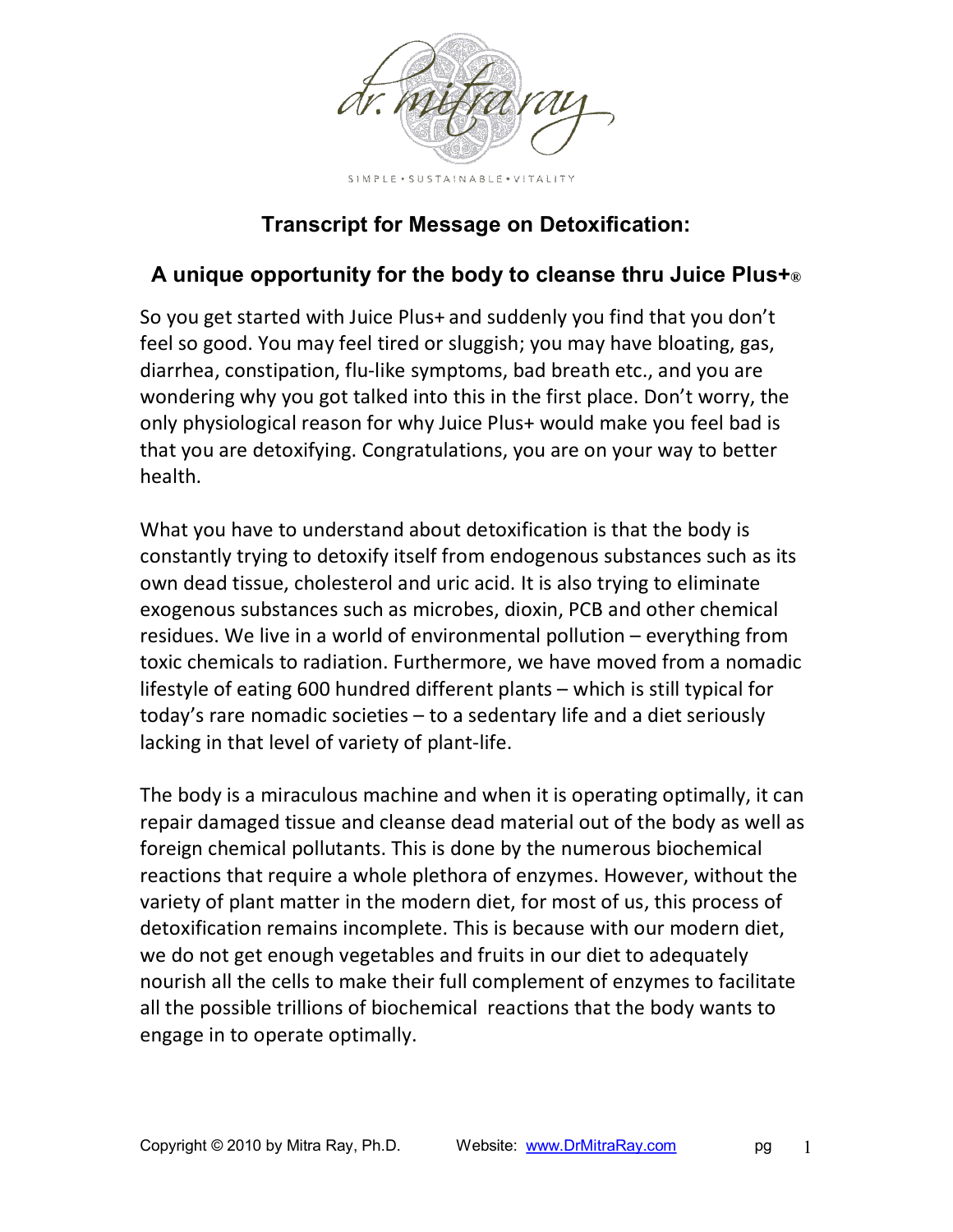# Transcript for Message on Detoxification:

## A unique opportunity for the body to cleanse thru Juice Plus+®

So you get started with Juice Plus+ and suddenly you find that you don't feel so good. You may feel tired or sluggish; you may have bloating, gas, diarrhea, constipation, flu-like symptoms, bad breath etc., and you are wondering why you got talked into this in the first place. Don't worry, the only physiological reason for why Juice Plus+ would make you feel bad is that you are detoxifying. Congratulations, you are on your way to better health.

What you have to understand about detoxification is that the body is constantly trying to detoxify itself from endogenous substances such as its own dead tissue, cholesterol and uric acid. It is also trying to eliminate exogenous substances such as microbes, dioxin, PCB and other chemical residues. We live in a world of environmental pollution – everything from toxic chemicals to radiation. Furthermore, we have moved from a nomadic lifestyle of eating 600 hundred different plants – which is still typical for today's rare nomadic societies – to a sedentary life and a diet seriously lacking in that level of variety of plant-life.

The body is a miraculous machine and when it is operating optimally, it can repair damaged tissue and cleanse dead material out of the body as well as foreign chemical pollutants. This is done by the numerous biochemical reactions that require a whole plethora of enzymes. However, without the variety of plant matter in the modern diet, for most of us, this process of detoxification remains incomplete. This is because with our modern diet, we do not get enough vegetables and fruits in our diet to adequately nourish all the cells to make their full complement of enzymes to facilitate all the possible trillions of biochemical reactions that the body wants to engage in to operate optimally.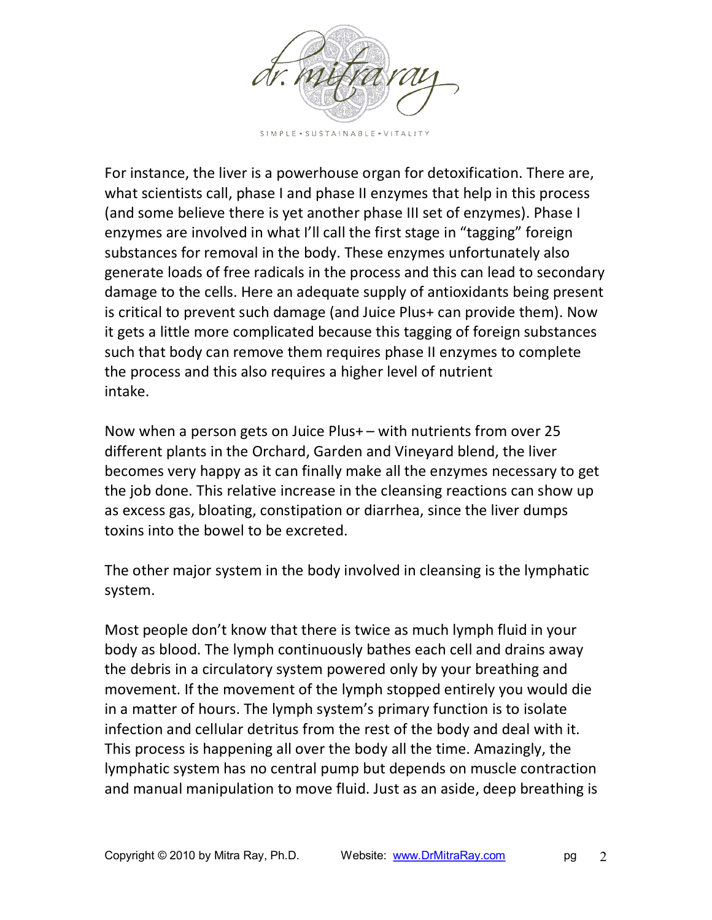For instance, the liver is a powerhouse organ for detoxification. There are, what scientists call, phase I and phase II enzymes that help in this process (and some believe there is yet another phase III set of enzymes). Phase I enzymes are involved in what I'll call the first stage in "tagging" foreign substances for removal in the body. These enzymes unfortunately also generate loads of free radicals in the process and this can lead to secondary damage to the cells. Here an adequate supply of antioxidants being present is critical to prevent such damage (and Juice Plus+ can provide them). Now it gets a little more complicated because this tagging of foreign substances such that body can remove them requires phase II enzymes to complete the process and this also requires a higher level of nutrient intake.

Now when a person gets on Juice Plus+ – with nutrients from over 25 different plants in the Orchard, Garden and Vineyard blend, the liver becomes very happy as it can finally make all the enzymes necessary to get the job done. This relative increase in the cleansing reactions can show up as excess gas, bloating, constipation or diarrhea, since the liver dumps toxins into the bowel to be excreted.

The other major system in the body involved in cleansing is the lymphatic system.

Most people don't know that there is twice as much lymph fluid in your body as blood. The lymph continuously bathes each cell and drains away the debris in a circulatory system powered only by your breathing and movement. If the movement of the lymph stopped entirely you would die in a matter of hours. The lymph system's primary function is to isolate infection and cellular detritus from the rest of the body and deal with it. This process is happening all over the body all the time. Amazingly, the lymphatic system has no central pump but depends on muscle contraction and manual manipulation to move fluid. Just as an aside, deep breathing is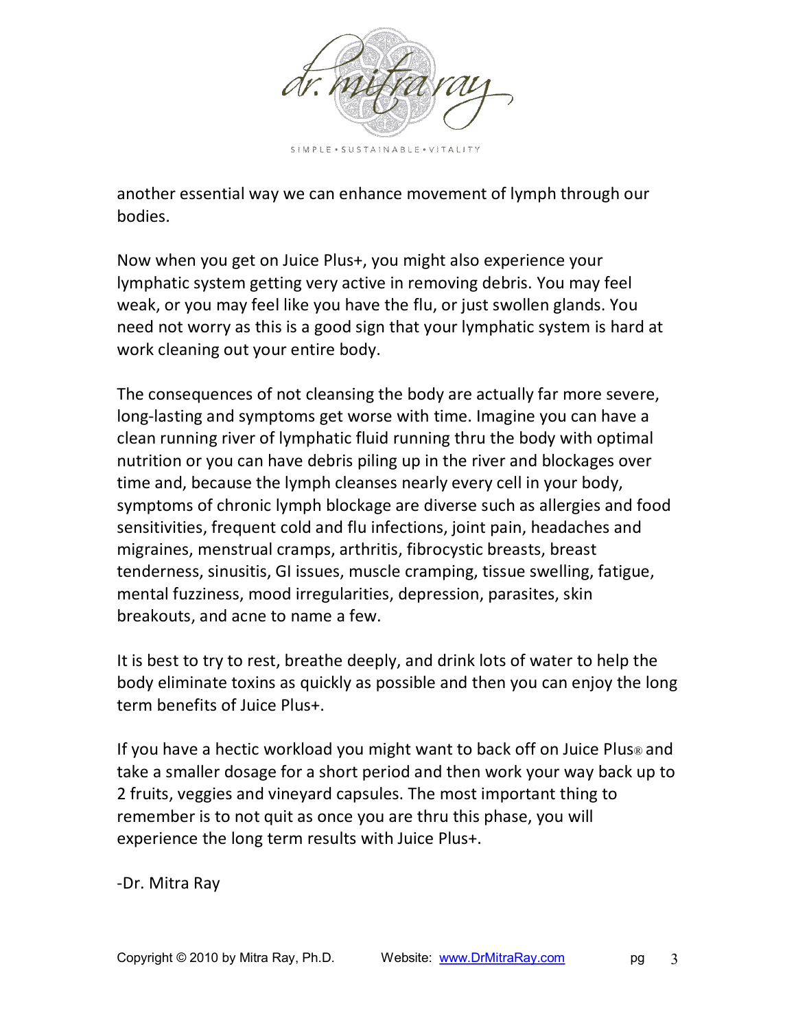another essential way we can enhance movement of lymph through our bodies.

Now when you get on Juice Plus+, you might also experience your lymphatic system getting very active in removing debris. You may feel weak, or you may feel like you have the flu, or just swollen glands. You need not worry as this is a good sign that your lymphatic system is hard at work cleaning out your entire body.

The consequences of not cleansing the body are actually far more severe, long-lasting and symptoms get worse with time. Imagine you can have a clean running river of lymphatic fluid running thru the body with optimal nutrition or you can have debris piling up in the river and blockages over time and, because the lymph cleanses nearly every cell in your body, symptoms of chronic lymph blockage are diverse such as allergies and food sensitivities, frequent cold and flu infections, joint pain, headaches and migraines, menstrual cramps, arthritis, fibrocystic breasts, breast tenderness, sinusitis, GI issues, muscle cramping, tissue swelling, fatigue, mental fuzziness, mood irregularities, depression, parasites, skin breakouts, and acne to name a few.

It is best to try to rest, breathe deeply, and drink lots of water to help the body eliminate toxins as quickly as possible and then you can enjoy the long term benefits of Juice Plus+.

If you have a hectic workload you might want to back off on Juice Plus® and take a smaller dosage for a short period and then work your way back up to 2 fruits, veggies and vineyard capsules. The most important thing to remember is to not quit as once you are thru this phase, you will experience the long term results with Juice Plus+.

-Dr. Mitra Ray